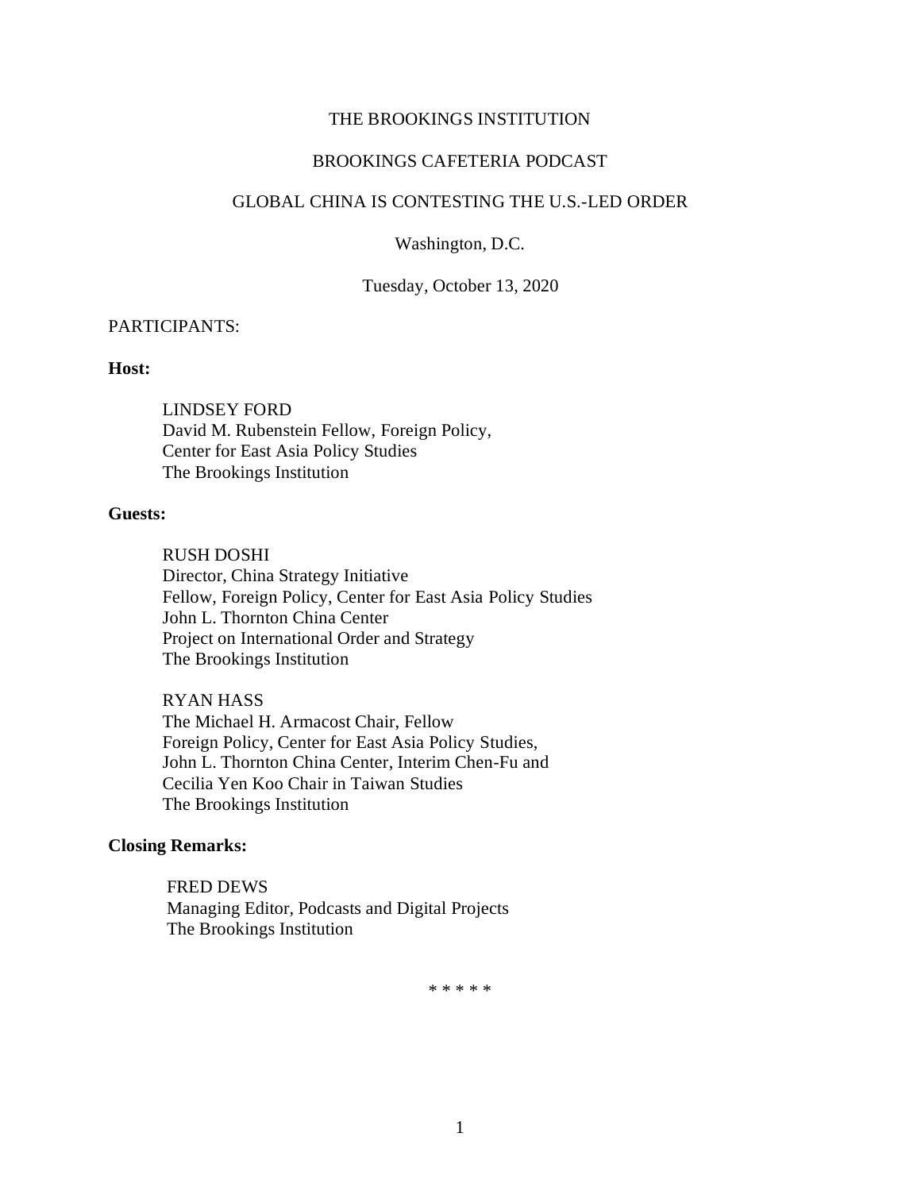THE BROOKINGS INSTITUTION

BROOKINGS CAFETERIA PODCAST

GLOBAL CHINA IS CONTESTING THE U.S.-LED ORDER

Washington, D.C.

Tuesday, October 13, 2020

PARTICIPANTS:

**Host:**

LINDSEY FORD
David M. Rubenstein Fellow, Foreign Policy,
Center for East Asia Policy Studies
The Brookings Institution

**Guests:**

RUSH DOSHI
Director, China Strategy Initiative
Fellow, Foreign Policy, Center for East Asia Policy Studies
John L. Thornton China Center
Project on International Order and Strategy
The Brookings Institution

RYAN HASS
The Michael H. Armacost Chair, Fellow
Foreign Policy, Center for East Asia Policy Studies,
John L. Thornton China Center, Interim Chen-Fu and
Cecilia Yen Koo Chair in Taiwan Studies
The Brookings Institution

**Closing Remarks:**

FRED DEWS
Managing Editor, Podcasts and Digital Projects
The Brookings Institution

\* \* \* \* \*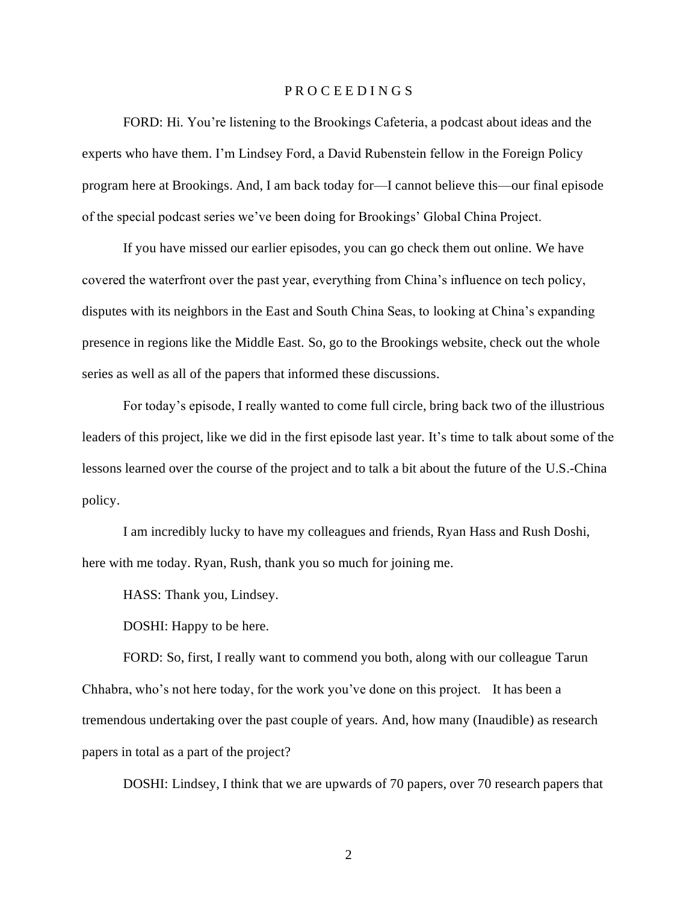# PROCEEDINGS

FORD: Hi. You're listening to the Brookings Cafeteria, a podcast about ideas and the experts who have them. I'm Lindsey Ford, a David Rubenstein fellow in the Foreign Policy program here at Brookings. And, I am back today for—I cannot believe this—our final episode of the special podcast series we've been doing for Brookings' Global China Project.

If you have missed our earlier episodes, you can go check them out online. We have covered the waterfront over the past year, everything from China's influence on tech policy, disputes with its neighbors in the East and South China Seas, to looking at China's expanding presence in regions like the Middle East. So, go to the Brookings website, check out the whole series as well as all of the papers that informed these discussions.

For today's episode, I really wanted to come full circle, bring back two of the illustrious leaders of this project, like we did in the first episode last year. It's time to talk about some of the lessons learned over the course of the project and to talk a bit about the future of the U.S.-China policy.

I am incredibly lucky to have my colleagues and friends, Ryan Hass and Rush Doshi, here with me today. Ryan, Rush, thank you so much for joining me.

HASS: Thank you, Lindsey.

DOSHI: Happy to be here.

FORD: So, first, I really want to commend you both, along with our colleague Tarun Chhabra, who's not here today, for the work you've done on this project. It has been a tremendous undertaking over the past couple of years. And, how many (Inaudible) as research papers in total as a part of the project?

DOSHI: Lindsey, I think that we are upwards of 70 papers, over 70 research papers that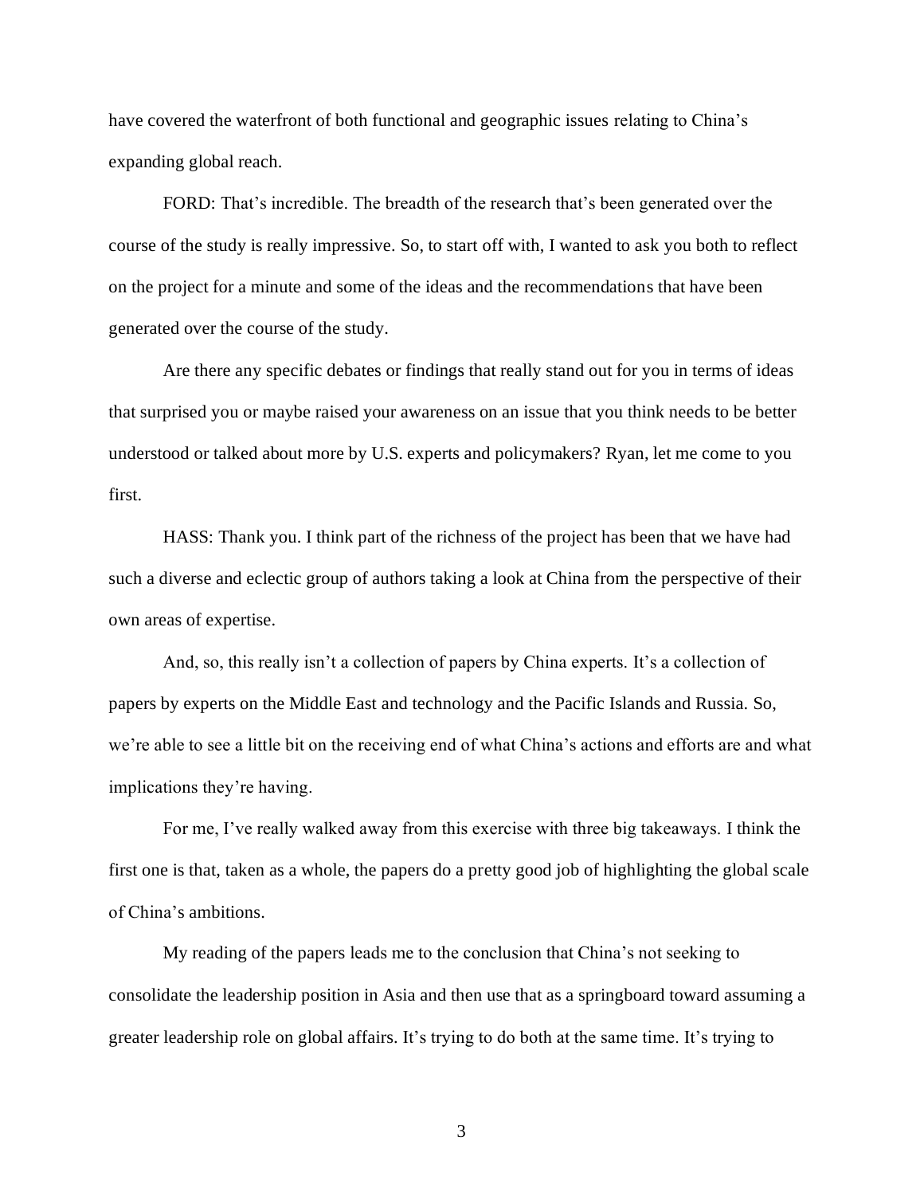have covered the waterfront of both functional and geographic issues relating to China's expanding global reach.

FORD: That's incredible. The breadth of the research that's been generated over the course of the study is really impressive. So, to start off with, I wanted to ask you both to reflect on the project for a minute and some of the ideas and the recommendations that have been generated over the course of the study.

Are there any specific debates or findings that really stand out for you in terms of ideas that surprised you or maybe raised your awareness on an issue that you think needs to be better understood or talked about more by U.S. experts and policymakers? Ryan, let me come to you first.

HASS: Thank you. I think part of the richness of the project has been that we have had such a diverse and eclectic group of authors taking a look at China from the perspective of their own areas of expertise.

And, so, this really isn't a collection of papers by China experts. It's a collection of papers by experts on the Middle East and technology and the Pacific Islands and Russia. So, we're able to see a little bit on the receiving end of what China's actions and efforts are and what implications they're having.

For me, I've really walked away from this exercise with three big takeaways. I think the first one is that, taken as a whole, the papers do a pretty good job of highlighting the global scale of China's ambitions.

My reading of the papers leads me to the conclusion that China's not seeking to consolidate the leadership position in Asia and then use that as a springboard toward assuming a greater leadership role on global affairs. It's trying to do both at the same time. It's trying to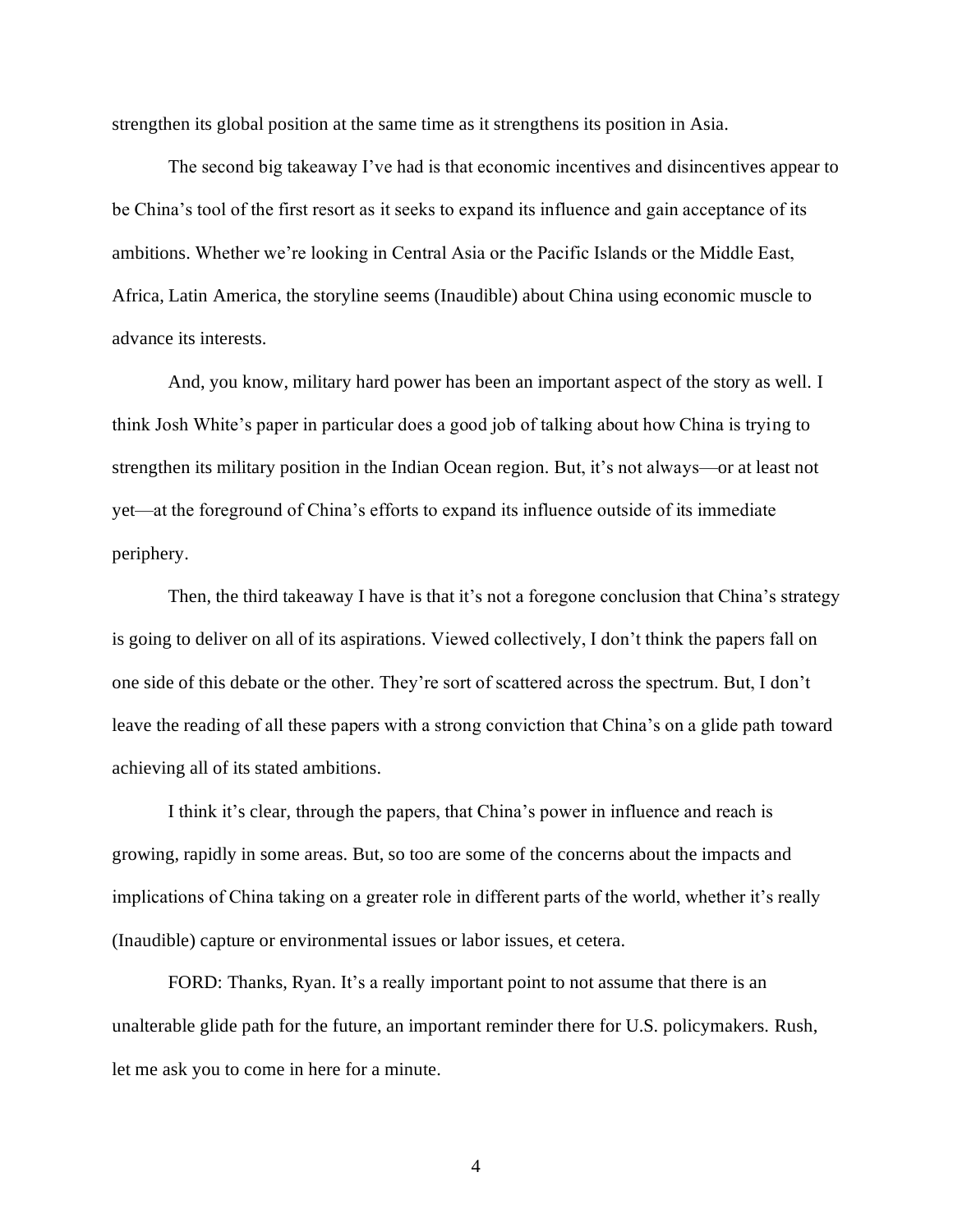strengthen its global position at the same time as it strengthens its position in Asia.

The second big takeaway I've had is that economic incentives and disincentives appear to be China's tool of the first resort as it seeks to expand its influence and gain acceptance of its ambitions. Whether we're looking in Central Asia or the Pacific Islands or the Middle East, Africa, Latin America, the storyline seems (Inaudible) about China using economic muscle to advance its interests.

And, you know, military hard power has been an important aspect of the story as well. I think Josh White's paper in particular does a good job of talking about how China is trying to strengthen its military position in the Indian Ocean region. But, it's not always—or at least not yet—at the foreground of China's efforts to expand its influence outside of its immediate periphery.

Then, the third takeaway I have is that it's not a foregone conclusion that China's strategy is going to deliver on all of its aspirations. Viewed collectively, I don't think the papers fall on one side of this debate or the other. They're sort of scattered across the spectrum. But, I don't leave the reading of all these papers with a strong conviction that China's on a glide path toward achieving all of its stated ambitions.

I think it's clear, through the papers, that China's power in influence and reach is growing, rapidly in some areas. But, so too are some of the concerns about the impacts and implications of China taking on a greater role in different parts of the world, whether it's really (Inaudible) capture or environmental issues or labor issues, et cetera.

FORD: Thanks, Ryan. It's a really important point to not assume that there is an unalterable glide path for the future, an important reminder there for U.S. policymakers. Rush, let me ask you to come in here for a minute.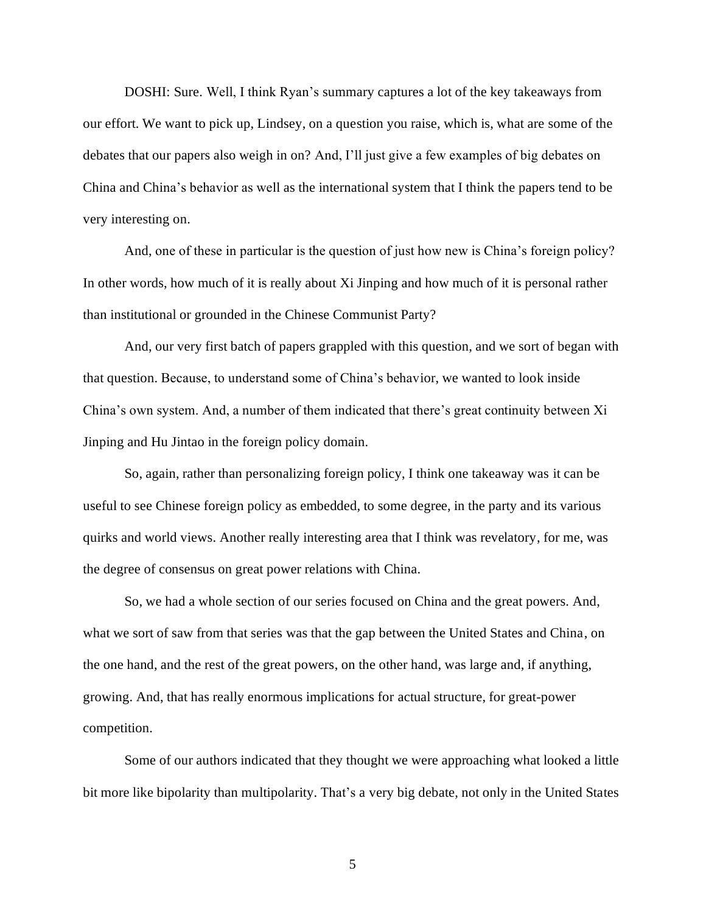DOSHI: Sure. Well, I think Ryan's summary captures a lot of the key takeaways from our effort. We want to pick up, Lindsey, on a question you raise, which is, what are some of the debates that our papers also weigh in on? And, I'll just give a few examples of big debates on China and China's behavior as well as the international system that I think the papers tend to be very interesting on.

And, one of these in particular is the question of just how new is China's foreign policy? In other words, how much of it is really about Xi Jinping and how much of it is personal rather than institutional or grounded in the Chinese Communist Party?

And, our very first batch of papers grappled with this question, and we sort of began with that question. Because, to understand some of China's behavior, we wanted to look inside China's own system. And, a number of them indicated that there's great continuity between Xi Jinping and Hu Jintao in the foreign policy domain.

So, again, rather than personalizing foreign policy, I think one takeaway was it can be useful to see Chinese foreign policy as embedded, to some degree, in the party and its various quirks and world views. Another really interesting area that I think was revelatory, for me, was the degree of consensus on great power relations with China.

So, we had a whole section of our series focused on China and the great powers. And, what we sort of saw from that series was that the gap between the United States and China, on the one hand, and the rest of the great powers, on the other hand, was large and, if anything, growing. And, that has really enormous implications for actual structure, for great-power competition.

Some of our authors indicated that they thought we were approaching what looked a little bit more like bipolarity than multipolarity. That's a very big debate, not only in the United States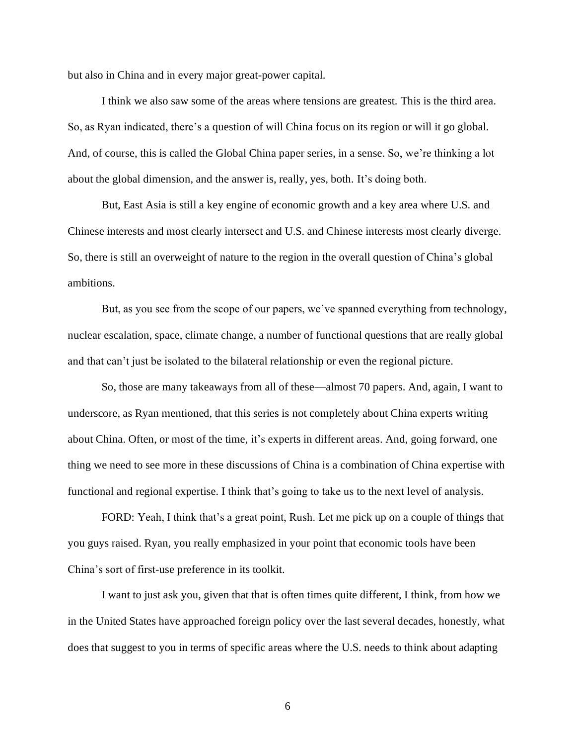but also in China and in every major great-power capital.

I think we also saw some of the areas where tensions are greatest. This is the third area. So, as Ryan indicated, there's a question of will China focus on its region or will it go global. And, of course, this is called the Global China paper series, in a sense. So, we're thinking a lot about the global dimension, and the answer is, really, yes, both. It's doing both.

But, East Asia is still a key engine of economic growth and a key area where U.S. and Chinese interests and most clearly intersect and U.S. and Chinese interests most clearly diverge. So, there is still an overweight of nature to the region in the overall question of China's global ambitions.

But, as you see from the scope of our papers, we've spanned everything from technology, nuclear escalation, space, climate change, a number of functional questions that are really global and that can't just be isolated to the bilateral relationship or even the regional picture.

So, those are many takeaways from all of these—almost 70 papers. And, again, I want to underscore, as Ryan mentioned, that this series is not completely about China experts writing about China. Often, or most of the time, it's experts in different areas. And, going forward, one thing we need to see more in these discussions of China is a combination of China expertise with functional and regional expertise. I think that's going to take us to the next level of analysis.

FORD: Yeah, I think that's a great point, Rush. Let me pick up on a couple of things that you guys raised. Ryan, you really emphasized in your point that economic tools have been China's sort of first-use preference in its toolkit.

I want to just ask you, given that that is often times quite different, I think, from how we in the United States have approached foreign policy over the last several decades, honestly, what does that suggest to you in terms of specific areas where the U.S. needs to think about adapting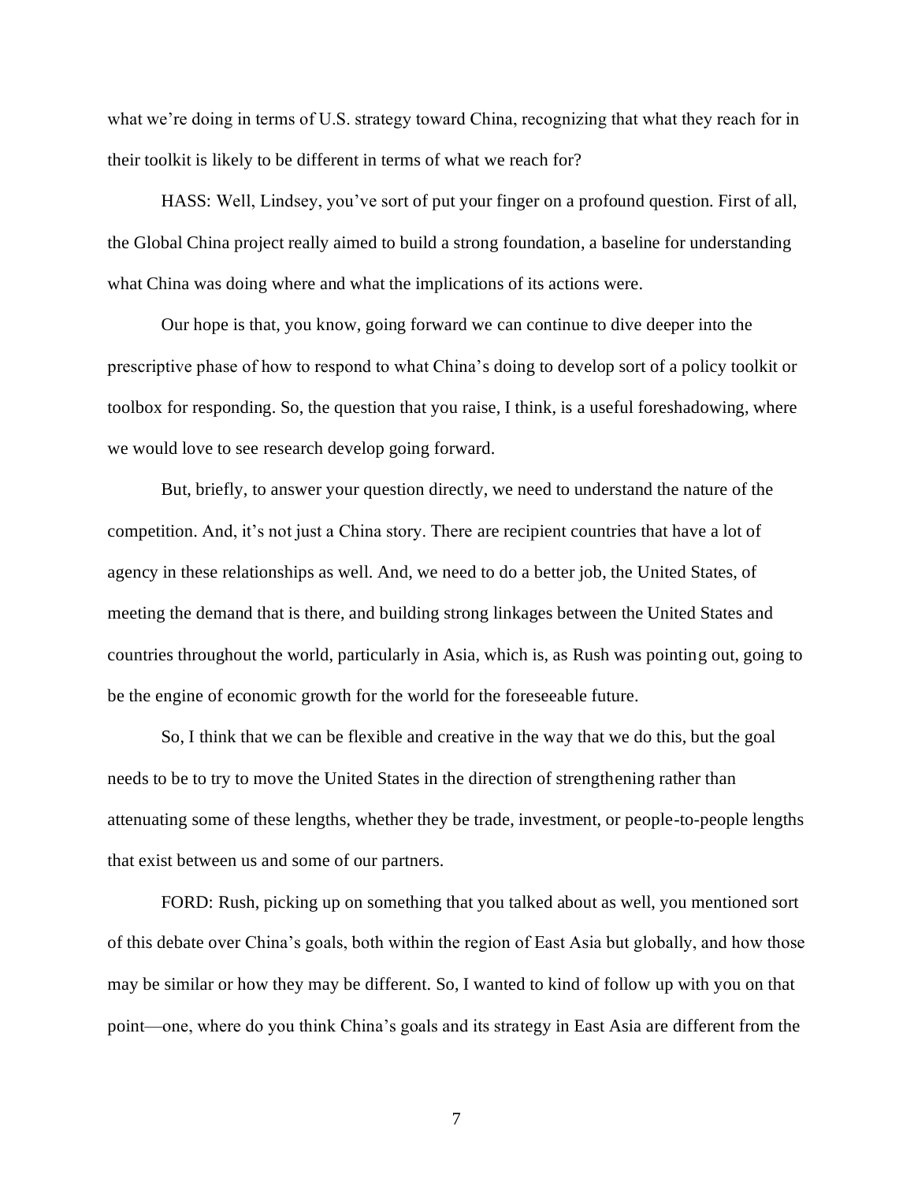what we're doing in terms of U.S. strategy toward China, recognizing that what they reach for in their toolkit is likely to be different in terms of what we reach for?

HASS: Well, Lindsey, you've sort of put your finger on a profound question. First of all, the Global China project really aimed to build a strong foundation, a baseline for understanding what China was doing where and what the implications of its actions were.

Our hope is that, you know, going forward we can continue to dive deeper into the prescriptive phase of how to respond to what China's doing to develop sort of a policy toolkit or toolbox for responding. So, the question that you raise, I think, is a useful foreshadowing, where we would love to see research develop going forward.

But, briefly, to answer your question directly, we need to understand the nature of the competition. And, it's not just a China story. There are recipient countries that have a lot of agency in these relationships as well. And, we need to do a better job, the United States, of meeting the demand that is there, and building strong linkages between the United States and countries throughout the world, particularly in Asia, which is, as Rush was pointing out, going to be the engine of economic growth for the world for the foreseeable future.

So, I think that we can be flexible and creative in the way that we do this, but the goal needs to be to try to move the United States in the direction of strengthening rather than attenuating some of these lengths, whether they be trade, investment, or people-to-people lengths that exist between us and some of our partners.

FORD: Rush, picking up on something that you talked about as well, you mentioned sort of this debate over China's goals, both within the region of East Asia but globally, and how those may be similar or how they may be different. So, I wanted to kind of follow up with you on that point—one, where do you think China's goals and its strategy in East Asia are different from the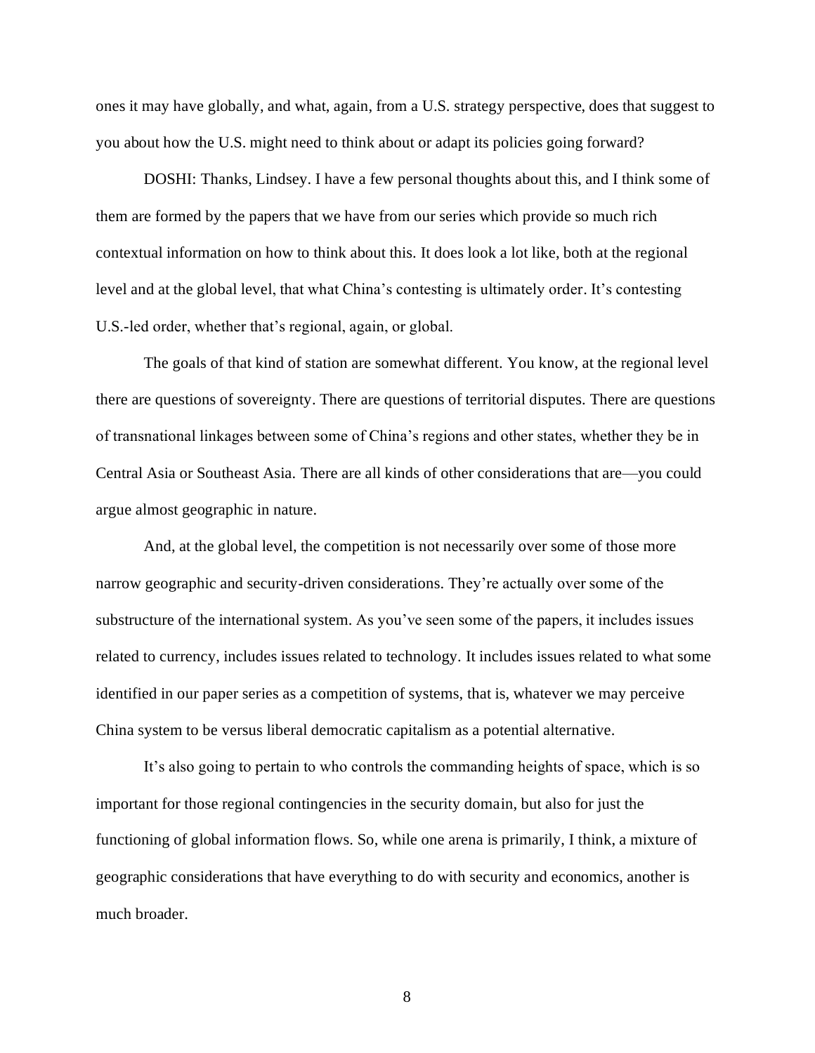ones it may have globally, and what, again, from a U.S. strategy perspective, does that suggest to you about how the U.S. might need to think about or adapt its policies going forward?

DOSHI: Thanks, Lindsey. I have a few personal thoughts about this, and I think some of them are formed by the papers that we have from our series which provide so much rich contextual information on how to think about this. It does look a lot like, both at the regional level and at the global level, that what China's contesting is ultimately order. It's contesting U.S.-led order, whether that's regional, again, or global.

The goals of that kind of station are somewhat different. You know, at the regional level there are questions of sovereignty. There are questions of territorial disputes. There are questions of transnational linkages between some of China's regions and other states, whether they be in Central Asia or Southeast Asia. There are all kinds of other considerations that are—you could argue almost geographic in nature.

And, at the global level, the competition is not necessarily over some of those more narrow geographic and security-driven considerations. They're actually over some of the substructure of the international system. As you've seen some of the papers, it includes issues related to currency, includes issues related to technology. It includes issues related to what some identified in our paper series as a competition of systems, that is, whatever we may perceive China system to be versus liberal democratic capitalism as a potential alternative.

It's also going to pertain to who controls the commanding heights of space, which is so important for those regional contingencies in the security domain, but also for just the functioning of global information flows. So, while one arena is primarily, I think, a mixture of geographic considerations that have everything to do with security and economics, another is much broader.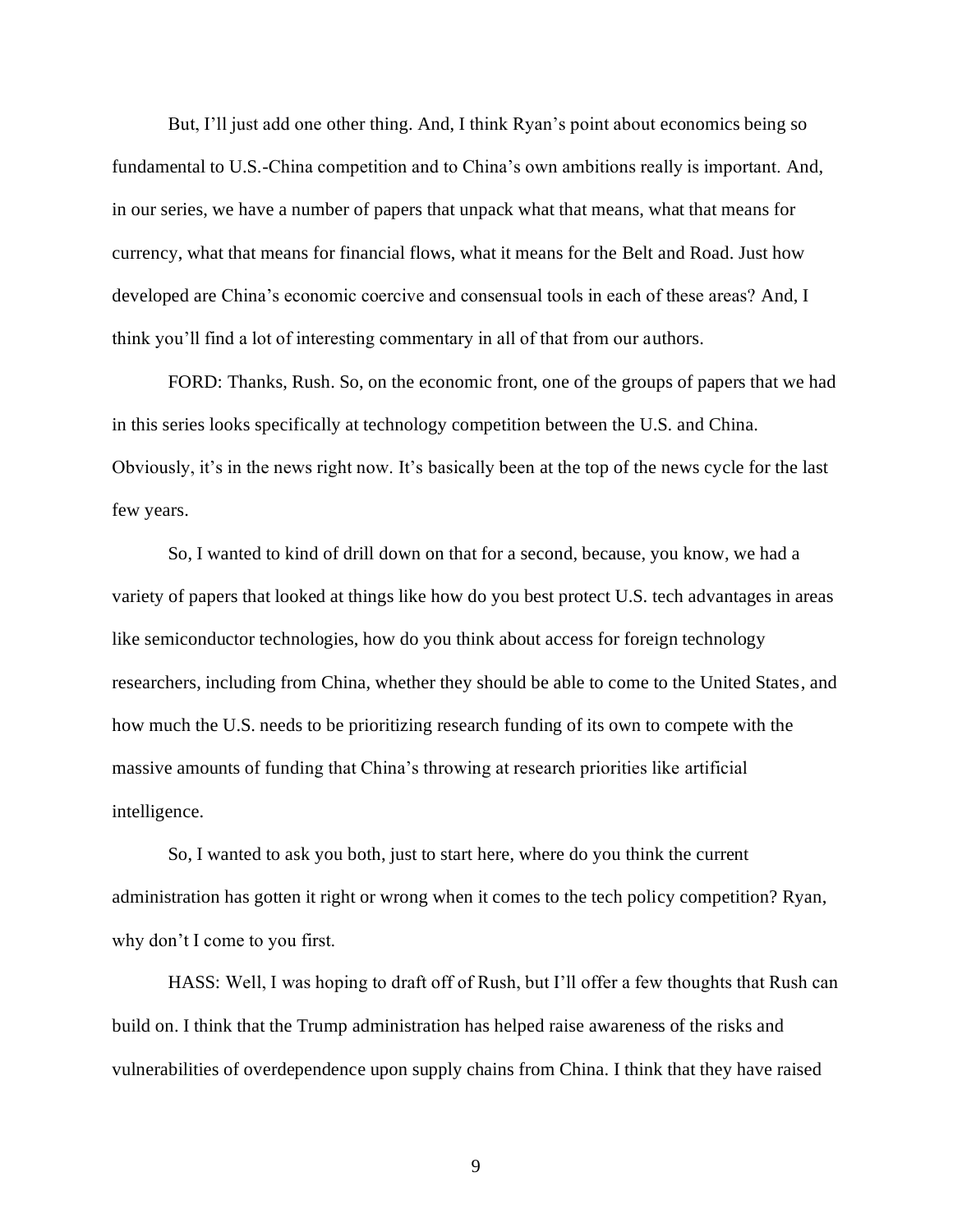But, I'll just add one other thing. And, I think Ryan's point about economics being so fundamental to U.S.-China competition and to China's own ambitions really is important. And, in our series, we have a number of papers that unpack what that means, what that means for currency, what that means for financial flows, what it means for the Belt and Road. Just how developed are China's economic coercive and consensual tools in each of these areas? And, I think you'll find a lot of interesting commentary in all of that from our authors.

FORD: Thanks, Rush. So, on the economic front, one of the groups of papers that we had in this series looks specifically at technology competition between the U.S. and China. Obviously, it's in the news right now. It's basically been at the top of the news cycle for the last few years.

So, I wanted to kind of drill down on that for a second, because, you know, we had a variety of papers that looked at things like how do you best protect U.S. tech advantages in areas like semiconductor technologies, how do you think about access for foreign technology researchers, including from China, whether they should be able to come to the United States, and how much the U.S. needs to be prioritizing research funding of its own to compete with the massive amounts of funding that China's throwing at research priorities like artificial intelligence.

So, I wanted to ask you both, just to start here, where do you think the current administration has gotten it right or wrong when it comes to the tech policy competition? Ryan, why don't I come to you first.

HASS: Well, I was hoping to draft off of Rush, but I'll offer a few thoughts that Rush can build on. I think that the Trump administration has helped raise awareness of the risks and vulnerabilities of overdependence upon supply chains from China. I think that they have raised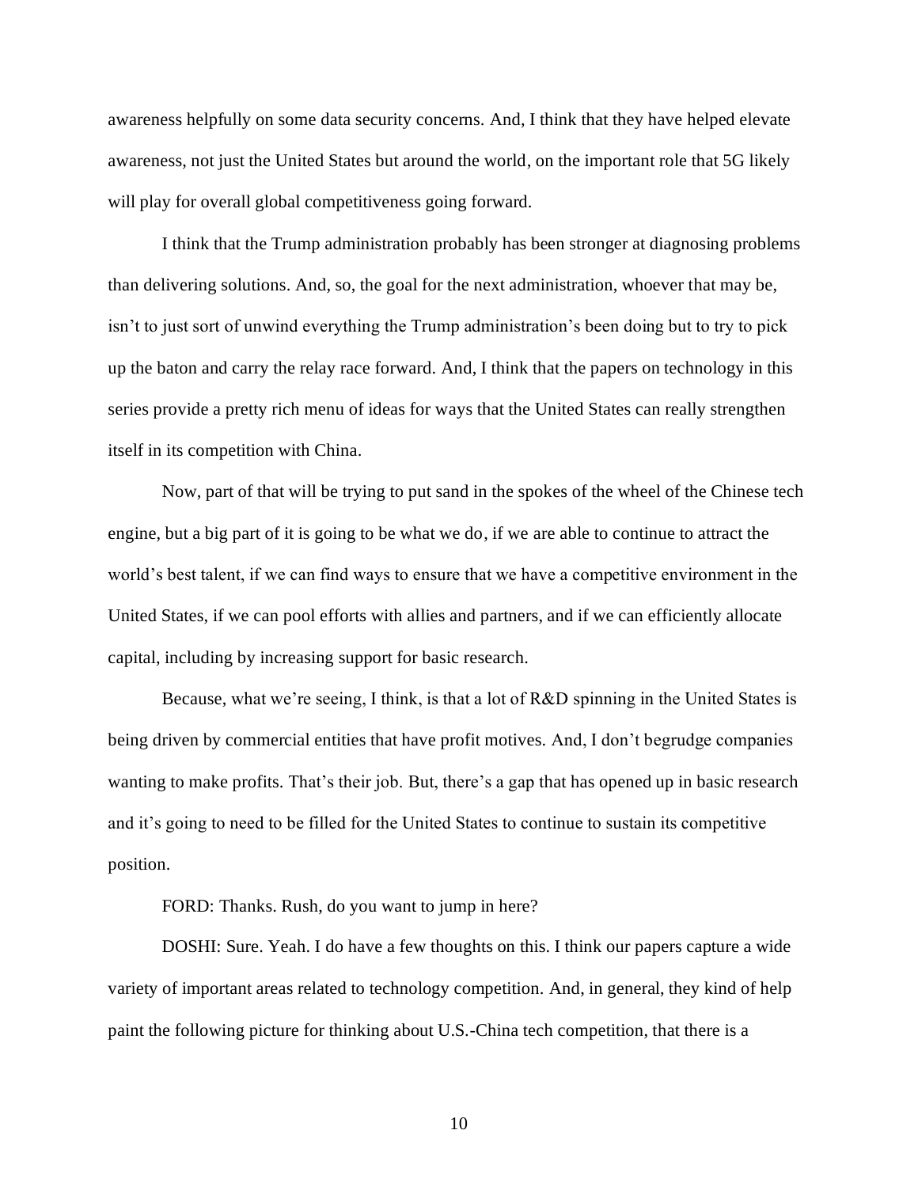awareness helpfully on some data security concerns. And, I think that they have helped elevate awareness, not just the United States but around the world, on the important role that 5G likely will play for overall global competitiveness going forward.

I think that the Trump administration probably has been stronger at diagnosing problems than delivering solutions. And, so, the goal for the next administration, whoever that may be, isn't to just sort of unwind everything the Trump administration's been doing but to try to pick up the baton and carry the relay race forward. And, I think that the papers on technology in this series provide a pretty rich menu of ideas for ways that the United States can really strengthen itself in its competition with China.

Now, part of that will be trying to put sand in the spokes of the wheel of the Chinese tech engine, but a big part of it is going to be what we do, if we are able to continue to attract the world's best talent, if we can find ways to ensure that we have a competitive environment in the United States, if we can pool efforts with allies and partners, and if we can efficiently allocate capital, including by increasing support for basic research.

Because, what we're seeing, I think, is that a lot of R&D spinning in the United States is being driven by commercial entities that have profit motives. And, I don't begrudge companies wanting to make profits. That's their job. But, there's a gap that has opened up in basic research and it's going to need to be filled for the United States to continue to sustain its competitive position.

FORD: Thanks. Rush, do you want to jump in here?

DOSHI: Sure. Yeah. I do have a few thoughts on this. I think our papers capture a wide variety of important areas related to technology competition. And, in general, they kind of help paint the following picture for thinking about U.S.-China tech competition, that there is a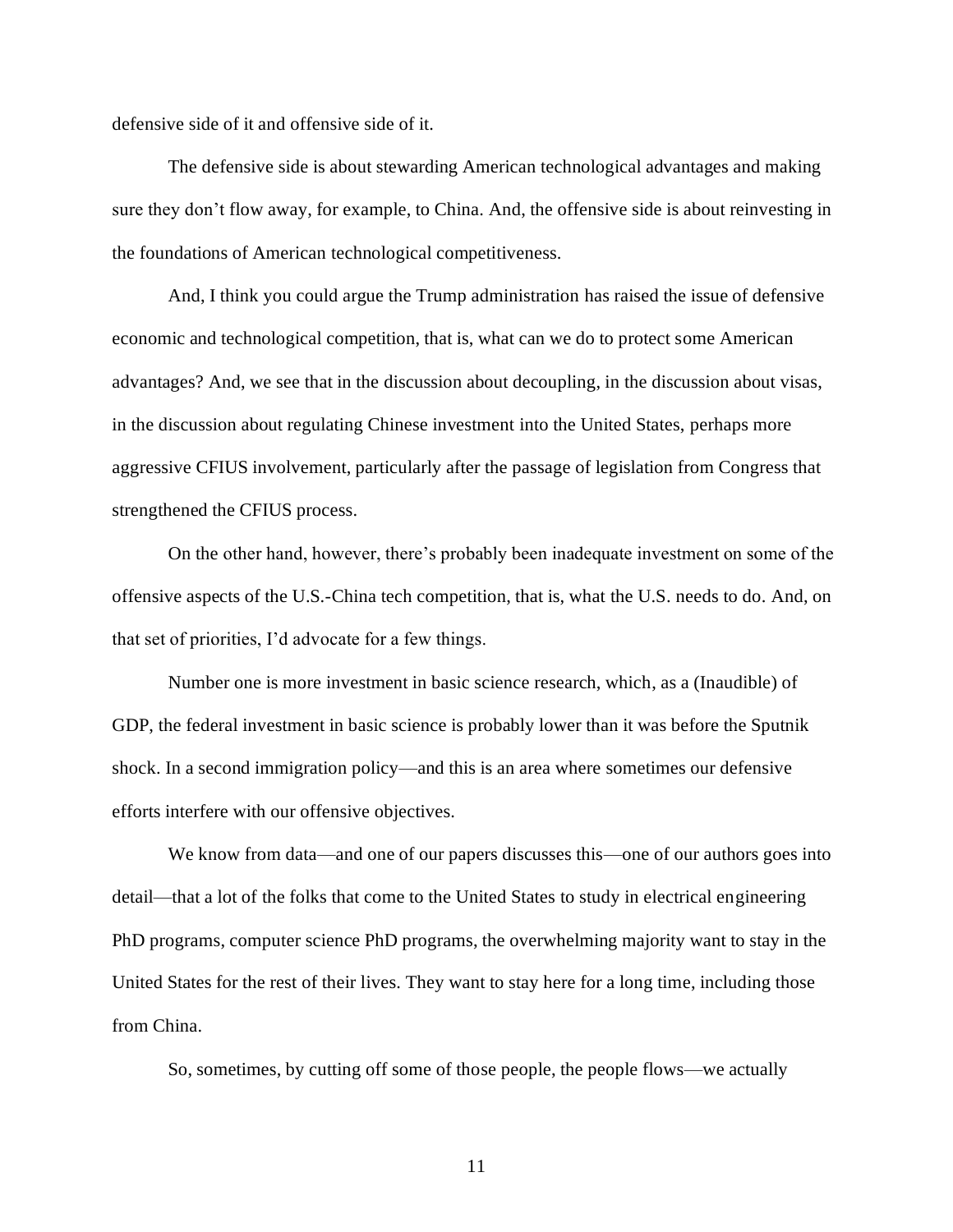defensive side of it and offensive side of it.

The defensive side is about stewarding American technological advantages and making sure they don't flow away, for example, to China. And, the offensive side is about reinvesting in the foundations of American technological competitiveness.

And, I think you could argue the Trump administration has raised the issue of defensive economic and technological competition, that is, what can we do to protect some American advantages? And, we see that in the discussion about decoupling, in the discussion about visas, in the discussion about regulating Chinese investment into the United States, perhaps more aggressive CFIUS involvement, particularly after the passage of legislation from Congress that strengthened the CFIUS process.

On the other hand, however, there's probably been inadequate investment on some of the offensive aspects of the U.S.-China tech competition, that is, what the U.S. needs to do. And, on that set of priorities, I'd advocate for a few things.

Number one is more investment in basic science research, which, as a (Inaudible) of GDP, the federal investment in basic science is probably lower than it was before the Sputnik shock. In a second immigration policy—and this is an area where sometimes our defensive efforts interfere with our offensive objectives.

We know from data—and one of our papers discusses this—one of our authors goes into detail—that a lot of the folks that come to the United States to study in electrical engineering PhD programs, computer science PhD programs, the overwhelming majority want to stay in the United States for the rest of their lives. They want to stay here for a long time, including those from China.

So, sometimes, by cutting off some of those people, the people flows—we actually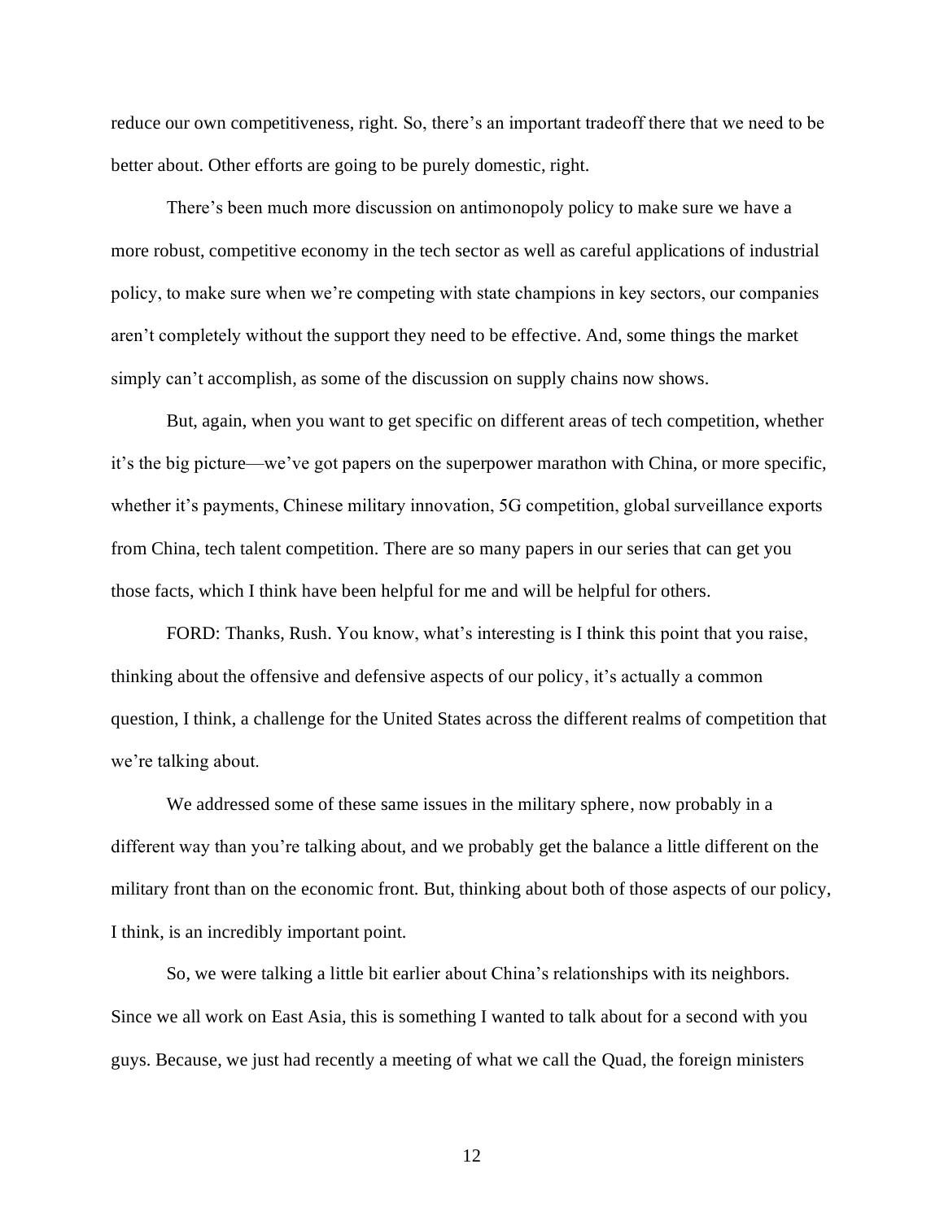reduce our own competitiveness, right. So, there's an important tradeoff there that we need to be better about. Other efforts are going to be purely domestic, right.

There's been much more discussion on antimonopoly policy to make sure we have a more robust, competitive economy in the tech sector as well as careful applications of industrial policy, to make sure when we're competing with state champions in key sectors, our companies aren't completely without the support they need to be effective. And, some things the market simply can't accomplish, as some of the discussion on supply chains now shows.

But, again, when you want to get specific on different areas of tech competition, whether it's the big picture—we've got papers on the superpower marathon with China, or more specific, whether it's payments, Chinese military innovation, 5G competition, global surveillance exports from China, tech talent competition. There are so many papers in our series that can get you those facts, which I think have been helpful for me and will be helpful for others.

FORD: Thanks, Rush. You know, what's interesting is I think this point that you raise, thinking about the offensive and defensive aspects of our policy, it's actually a common question, I think, a challenge for the United States across the different realms of competition that we're talking about.

We addressed some of these same issues in the military sphere, now probably in a different way than you're talking about, and we probably get the balance a little different on the military front than on the economic front. But, thinking about both of those aspects of our policy, I think, is an incredibly important point.

So, we were talking a little bit earlier about China's relationships with its neighbors. Since we all work on East Asia, this is something I wanted to talk about for a second with you guys. Because, we just had recently a meeting of what we call the Quad, the foreign ministers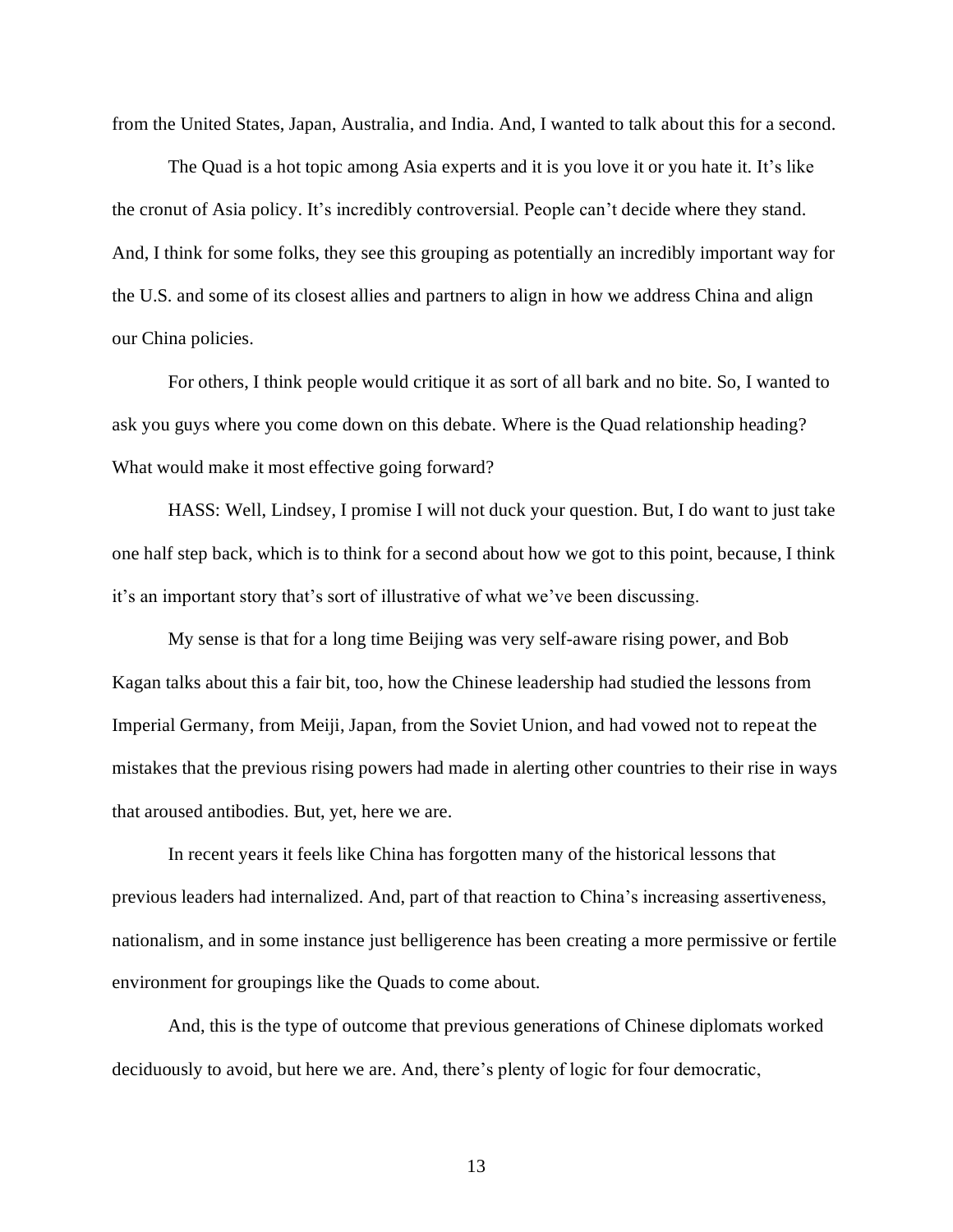from the United States, Japan, Australia, and India. And, I wanted to talk about this for a second.

The Quad is a hot topic among Asia experts and it is you love it or you hate it. It's like the cronut of Asia policy. It's incredibly controversial. People can't decide where they stand. And, I think for some folks, they see this grouping as potentially an incredibly important way for the U.S. and some of its closest allies and partners to align in how we address China and align our China policies.

For others, I think people would critique it as sort of all bark and no bite. So, I wanted to ask you guys where you come down on this debate. Where is the Quad relationship heading? What would make it most effective going forward?

HASS: Well, Lindsey, I promise I will not duck your question. But, I do want to just take one half step back, which is to think for a second about how we got to this point, because, I think it's an important story that's sort of illustrative of what we've been discussing.

My sense is that for a long time Beijing was very self-aware rising power, and Bob Kagan talks about this a fair bit, too, how the Chinese leadership had studied the lessons from Imperial Germany, from Meiji, Japan, from the Soviet Union, and had vowed not to repeat the mistakes that the previous rising powers had made in alerting other countries to their rise in ways that aroused antibodies. But, yet, here we are.

In recent years it feels like China has forgotten many of the historical lessons that previous leaders had internalized. And, part of that reaction to China's increasing assertiveness, nationalism, and in some instance just belligerence has been creating a more permissive or fertile environment for groupings like the Quads to come about.

And, this is the type of outcome that previous generations of Chinese diplomats worked deciduously to avoid, but here we are. And, there's plenty of logic for four democratic,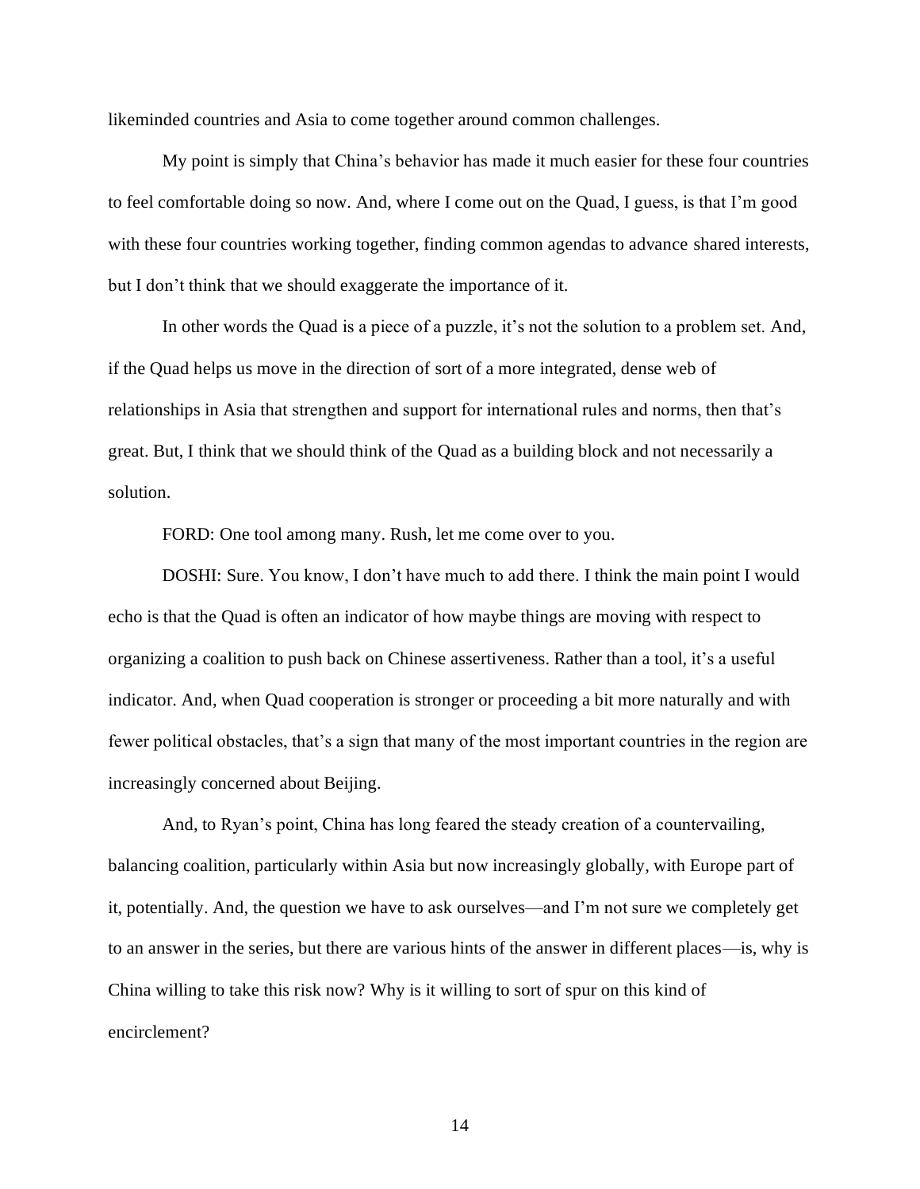likeminded countries and Asia to come together around common challenges.

My point is simply that China's behavior has made it much easier for these four countries to feel comfortable doing so now. And, where I come out on the Quad, I guess, is that I'm good with these four countries working together, finding common agendas to advance shared interests, but I don't think that we should exaggerate the importance of it.

In other words the Quad is a piece of a puzzle, it's not the solution to a problem set. And, if the Quad helps us move in the direction of sort of a more integrated, dense web of relationships in Asia that strengthen and support for international rules and norms, then that's great. But, I think that we should think of the Quad as a building block and not necessarily a solution.

FORD: One tool among many. Rush, let me come over to you.

DOSHI: Sure. You know, I don't have much to add there. I think the main point I would echo is that the Quad is often an indicator of how maybe things are moving with respect to organizing a coalition to push back on Chinese assertiveness. Rather than a tool, it's a useful indicator. And, when Quad cooperation is stronger or proceeding a bit more naturally and with fewer political obstacles, that's a sign that many of the most important countries in the region are increasingly concerned about Beijing.

And, to Ryan's point, China has long feared the steady creation of a countervailing, balancing coalition, particularly within Asia but now increasingly globally, with Europe part of it, potentially. And, the question we have to ask ourselves—and I'm not sure we completely get to an answer in the series, but there are various hints of the answer in different places—is, why is China willing to take this risk now? Why is it willing to sort of spur on this kind of encirclement?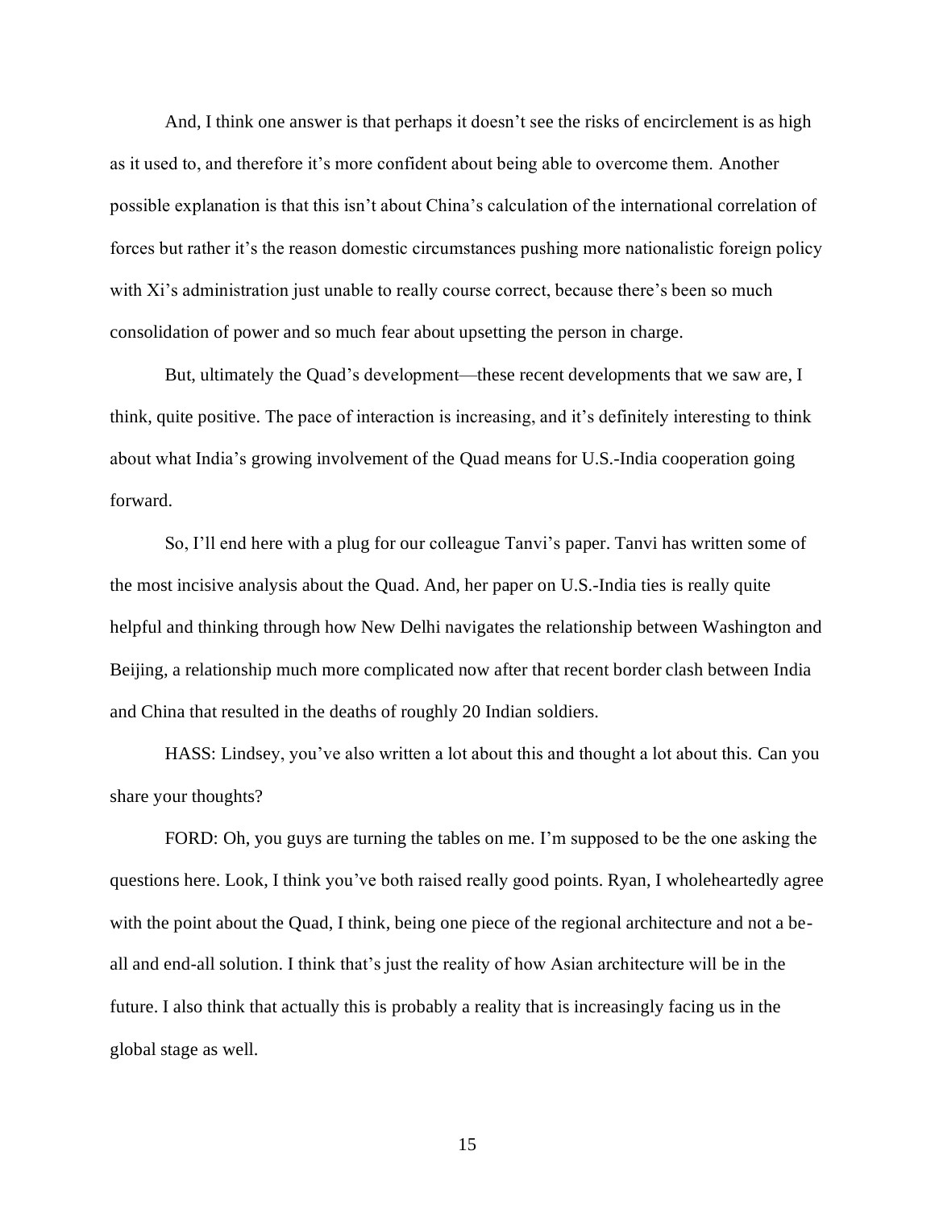And, I think one answer is that perhaps it doesn't see the risks of encirclement is as high as it used to, and therefore it's more confident about being able to overcome them. Another possible explanation is that this isn't about China's calculation of the international correlation of forces but rather it's the reason domestic circumstances pushing more nationalistic foreign policy with Xi's administration just unable to really course correct, because there's been so much consolidation of power and so much fear about upsetting the person in charge.

But, ultimately the Quad's development—these recent developments that we saw are, I think, quite positive. The pace of interaction is increasing, and it's definitely interesting to think about what India's growing involvement of the Quad means for U.S.-India cooperation going forward.

So, I'll end here with a plug for our colleague Tanvi's paper. Tanvi has written some of the most incisive analysis about the Quad. And, her paper on U.S.-India ties is really quite helpful and thinking through how New Delhi navigates the relationship between Washington and Beijing, a relationship much more complicated now after that recent border clash between India and China that resulted in the deaths of roughly 20 Indian soldiers.

HASS: Lindsey, you've also written a lot about this and thought a lot about this. Can you share your thoughts?

FORD: Oh, you guys are turning the tables on me. I'm supposed to be the one asking the questions here. Look, I think you've both raised really good points. Ryan, I wholeheartedly agree with the point about the Quad, I think, being one piece of the regional architecture and not a be-all and end-all solution. I think that's just the reality of how Asian architecture will be in the future. I also think that actually this is probably a reality that is increasingly facing us in the global stage as well.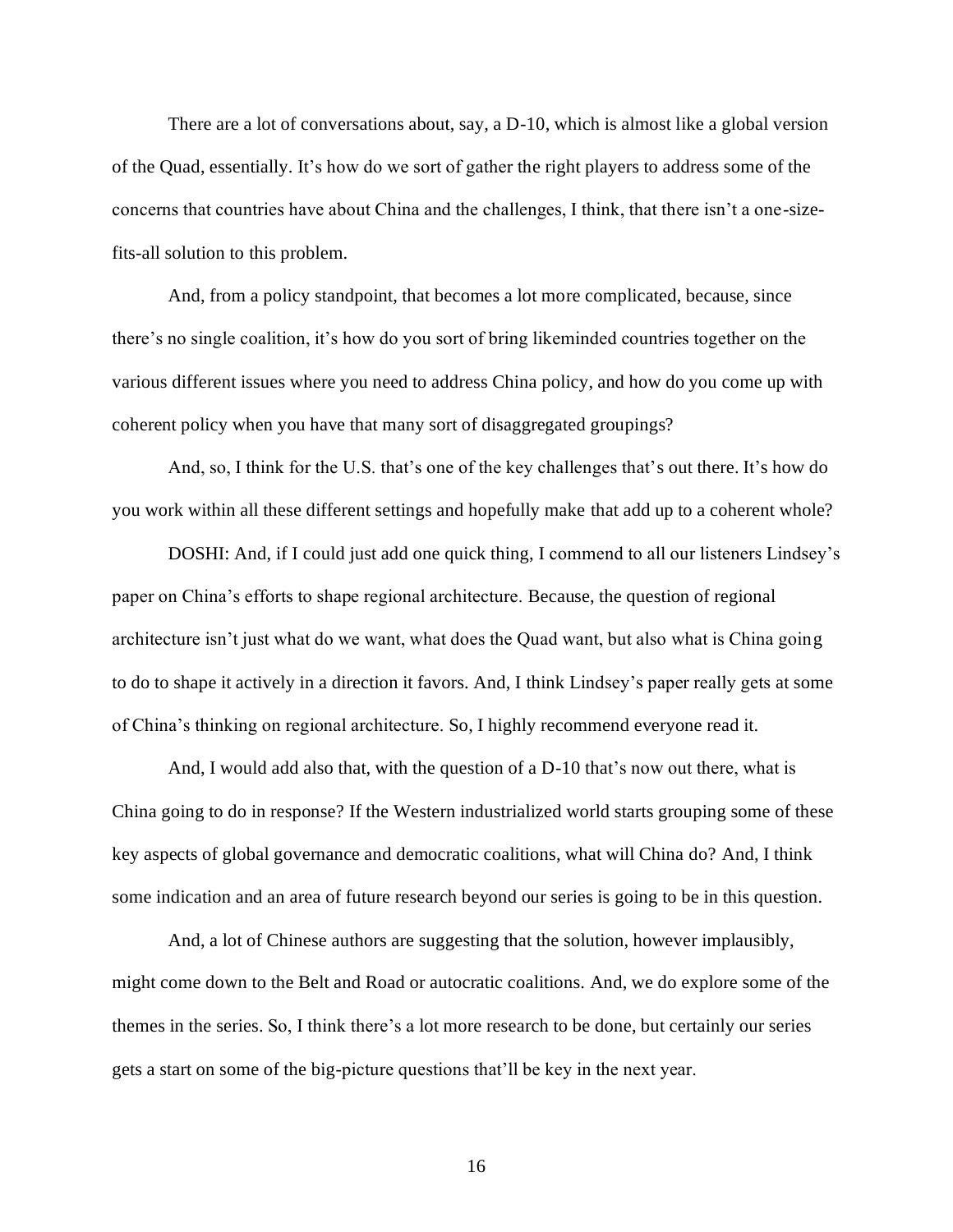There are a lot of conversations about, say, a D-10, which is almost like a global version of the Quad, essentially. It's how do we sort of gather the right players to address some of the concerns that countries have about China and the challenges, I think, that there isn't a one-size-fits-all solution to this problem.

And, from a policy standpoint, that becomes a lot more complicated, because, since there's no single coalition, it's how do you sort of bring likeminded countries together on the various different issues where you need to address China policy, and how do you come up with coherent policy when you have that many sort of disaggregated groupings?

And, so, I think for the U.S. that's one of the key challenges that's out there. It's how do you work within all these different settings and hopefully make that add up to a coherent whole?

DOSHI: And, if I could just add one quick thing, I commend to all our listeners Lindsey's paper on China's efforts to shape regional architecture. Because, the question of regional architecture isn't just what do we want, what does the Quad want, but also what is China going to do to shape it actively in a direction it favors. And, I think Lindsey's paper really gets at some of China's thinking on regional architecture. So, I highly recommend everyone read it.

And, I would add also that, with the question of a D-10 that's now out there, what is China going to do in response? If the Western industrialized world starts grouping some of these key aspects of global governance and democratic coalitions, what will China do? And, I think some indication and an area of future research beyond our series is going to be in this question.

And, a lot of Chinese authors are suggesting that the solution, however implausibly, might come down to the Belt and Road or autocratic coalitions. And, we do explore some of the themes in the series. So, I think there's a lot more research to be done, but certainly our series gets a start on some of the big-picture questions that'll be key in the next year.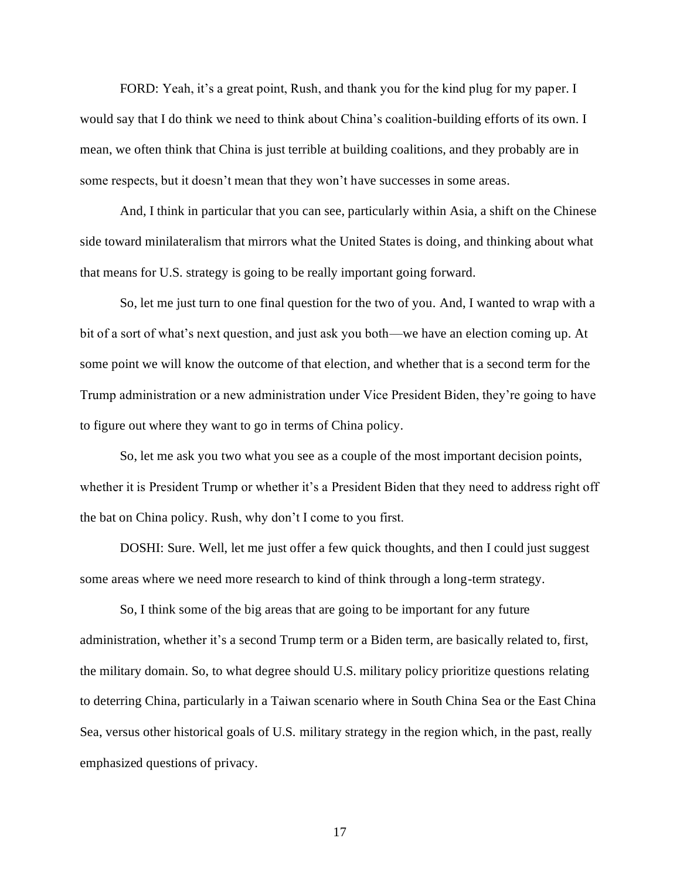FORD: Yeah, it's a great point, Rush, and thank you for the kind plug for my paper. I would say that I do think we need to think about China's coalition-building efforts of its own. I mean, we often think that China is just terrible at building coalitions, and they probably are in some respects, but it doesn't mean that they won't have successes in some areas.

And, I think in particular that you can see, particularly within Asia, a shift on the Chinese side toward minilateralism that mirrors what the United States is doing, and thinking about what that means for U.S. strategy is going to be really important going forward.

So, let me just turn to one final question for the two of you. And, I wanted to wrap with a bit of a sort of what's next question, and just ask you both—we have an election coming up. At some point we will know the outcome of that election, and whether that is a second term for the Trump administration or a new administration under Vice President Biden, they're going to have to figure out where they want to go in terms of China policy.

So, let me ask you two what you see as a couple of the most important decision points, whether it is President Trump or whether it's a President Biden that they need to address right off the bat on China policy. Rush, why don't I come to you first.

DOSHI: Sure. Well, let me just offer a few quick thoughts, and then I could just suggest some areas where we need more research to kind of think through a long-term strategy.

So, I think some of the big areas that are going to be important for any future administration, whether it's a second Trump term or a Biden term, are basically related to, first, the military domain. So, to what degree should U.S. military policy prioritize questions relating to deterring China, particularly in a Taiwan scenario where in South China Sea or the East China Sea, versus other historical goals of U.S. military strategy in the region which, in the past, really emphasized questions of privacy.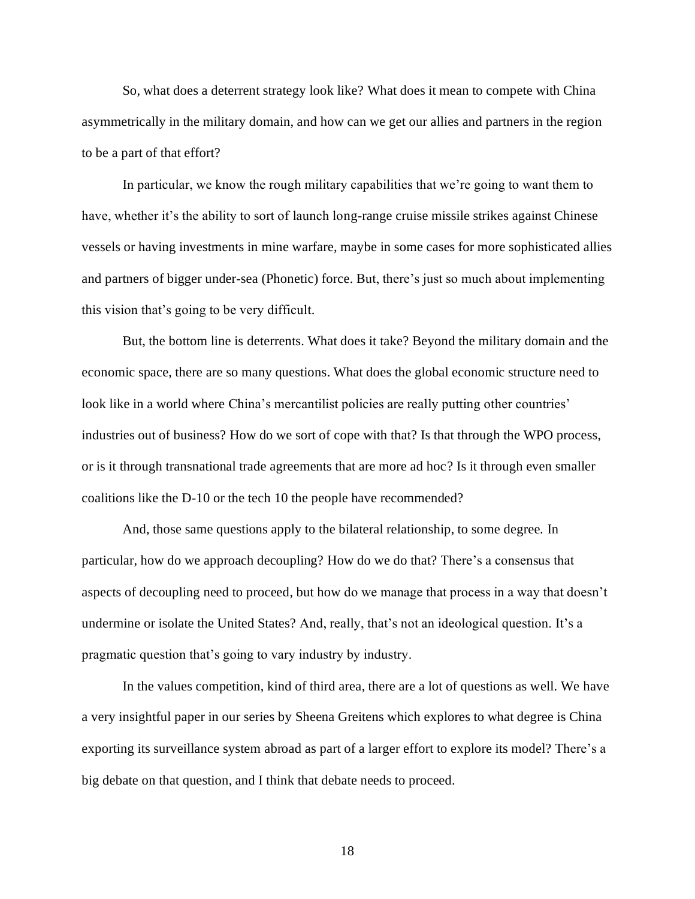So, what does a deterrent strategy look like? What does it mean to compete with China asymmetrically in the military domain, and how can we get our allies and partners in the region to be a part of that effort?

In particular, we know the rough military capabilities that we're going to want them to have, whether it's the ability to sort of launch long-range cruise missile strikes against Chinese vessels or having investments in mine warfare, maybe in some cases for more sophisticated allies and partners of bigger under-sea (Phonetic) force. But, there's just so much about implementing this vision that's going to be very difficult.

But, the bottom line is deterrents. What does it take? Beyond the military domain and the economic space, there are so many questions. What does the global economic structure need to look like in a world where China's mercantilist policies are really putting other countries' industries out of business? How do we sort of cope with that? Is that through the WPO process, or is it through transnational trade agreements that are more ad hoc? Is it through even smaller coalitions like the D-10 or the tech 10 the people have recommended?

And, those same questions apply to the bilateral relationship, to some degree. In particular, how do we approach decoupling? How do we do that? There's a consensus that aspects of decoupling need to proceed, but how do we manage that process in a way that doesn't undermine or isolate the United States? And, really, that's not an ideological question. It's a pragmatic question that's going to vary industry by industry.

In the values competition, kind of third area, there are a lot of questions as well. We have a very insightful paper in our series by Sheena Greitens which explores to what degree is China exporting its surveillance system abroad as part of a larger effort to explore its model? There's a big debate on that question, and I think that debate needs to proceed.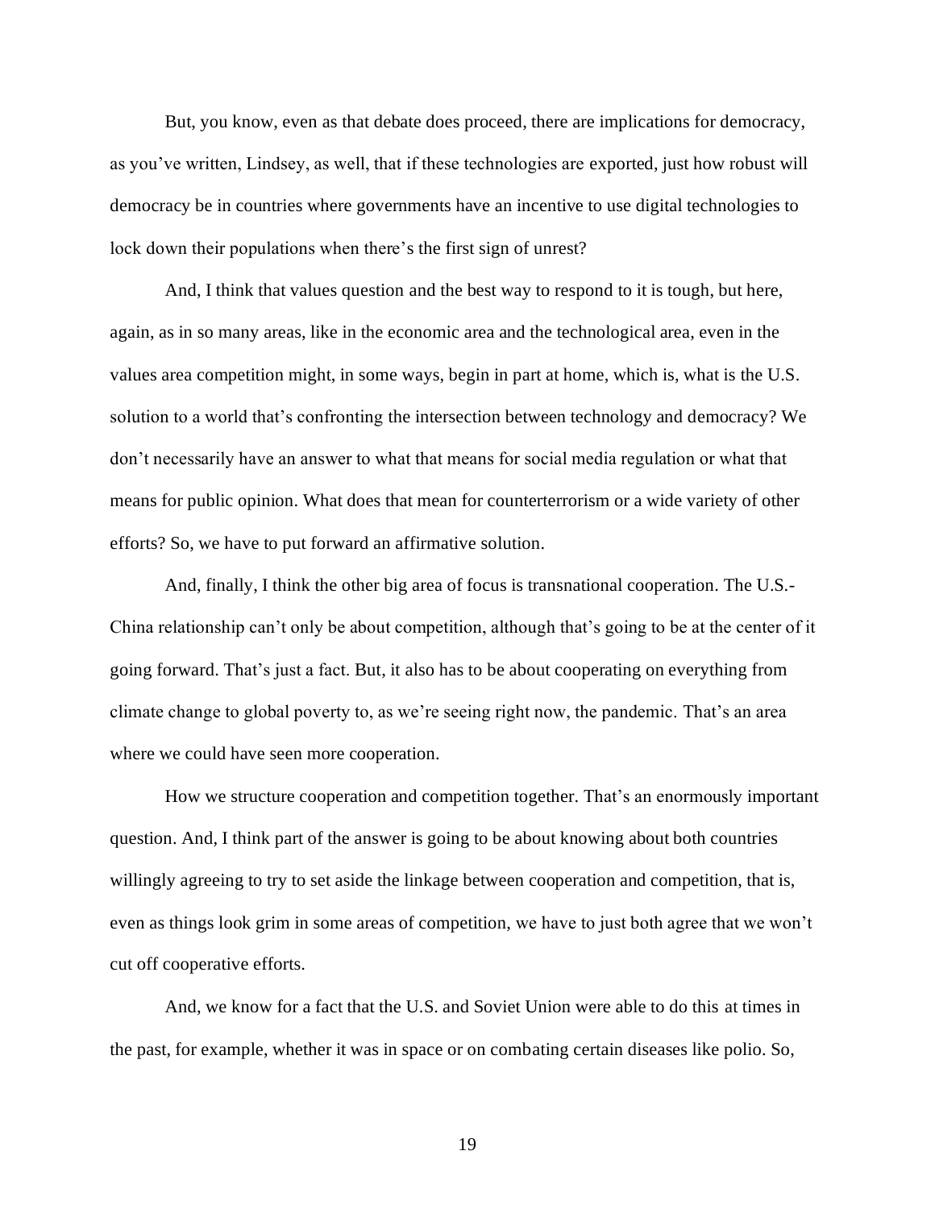But, you know, even as that debate does proceed, there are implications for democracy, as you've written, Lindsey, as well, that if these technologies are exported, just how robust will democracy be in countries where governments have an incentive to use digital technologies to lock down their populations when there's the first sign of unrest?

And, I think that values question and the best way to respond to it is tough, but here, again, as in so many areas, like in the economic area and the technological area, even in the values area competition might, in some ways, begin in part at home, which is, what is the U.S. solution to a world that's confronting the intersection between technology and democracy? We don't necessarily have an answer to what that means for social media regulation or what that means for public opinion. What does that mean for counterterrorism or a wide variety of other efforts? So, we have to put forward an affirmative solution.

And, finally, I think the other big area of focus is transnational cooperation. The U.S.-China relationship can't only be about competition, although that's going to be at the center of it going forward. That's just a fact. But, it also has to be about cooperating on everything from climate change to global poverty to, as we're seeing right now, the pandemic. That's an area where we could have seen more cooperation.

How we structure cooperation and competition together. That's an enormously important question. And, I think part of the answer is going to be about knowing about both countries willingly agreeing to try to set aside the linkage between cooperation and competition, that is, even as things look grim in some areas of competition, we have to just both agree that we won't cut off cooperative efforts.

And, we know for a fact that the U.S. and Soviet Union were able to do this at times in the past, for example, whether it was in space or on combating certain diseases like polio. So,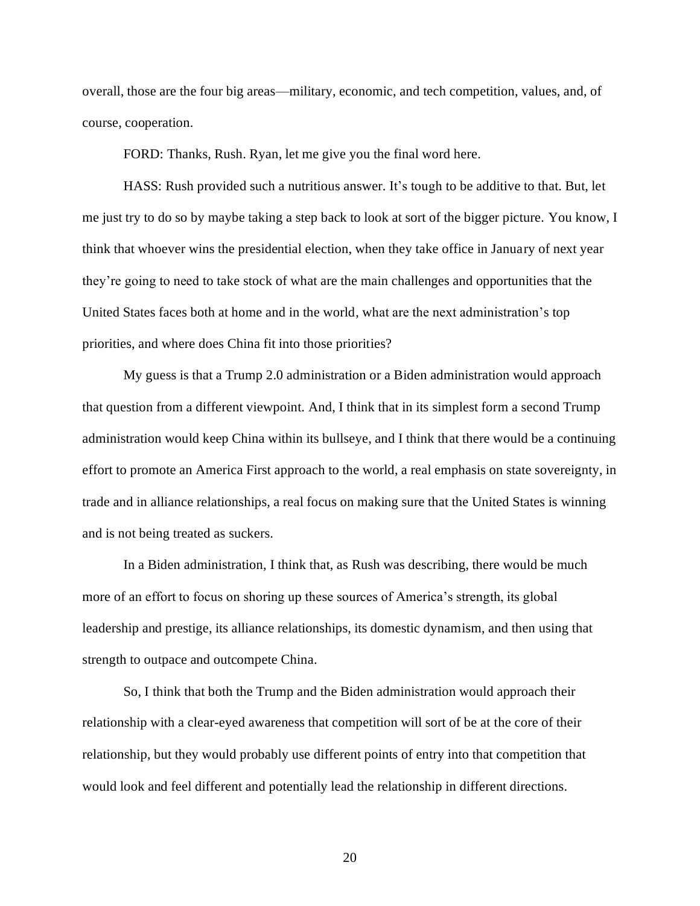overall, those are the four big areas—military, economic, and tech competition, values, and, of course, cooperation.

FORD: Thanks, Rush. Ryan, let me give you the final word here.

HASS: Rush provided such a nutritious answer. It's tough to be additive to that. But, let me just try to do so by maybe taking a step back to look at sort of the bigger picture. You know, I think that whoever wins the presidential election, when they take office in January of next year they're going to need to take stock of what are the main challenges and opportunities that the United States faces both at home and in the world, what are the next administration's top priorities, and where does China fit into those priorities?

My guess is that a Trump 2.0 administration or a Biden administration would approach that question from a different viewpoint. And, I think that in its simplest form a second Trump administration would keep China within its bullseye, and I think that there would be a continuing effort to promote an America First approach to the world, a real emphasis on state sovereignty, in trade and in alliance relationships, a real focus on making sure that the United States is winning and is not being treated as suckers.

In a Biden administration, I think that, as Rush was describing, there would be much more of an effort to focus on shoring up these sources of America's strength, its global leadership and prestige, its alliance relationships, its domestic dynamism, and then using that strength to outpace and outcompete China.

So, I think that both the Trump and the Biden administration would approach their relationship with a clear-eyed awareness that competition will sort of be at the core of their relationship, but they would probably use different points of entry into that competition that would look and feel different and potentially lead the relationship in different directions.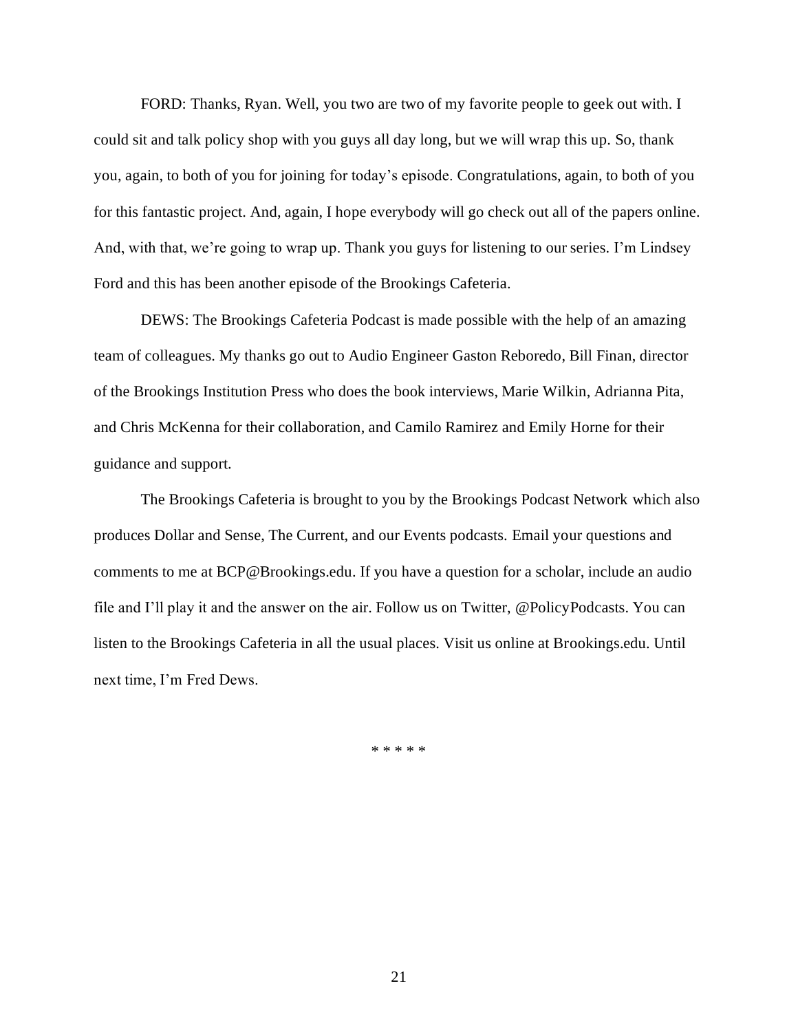FORD: Thanks, Ryan. Well, you two are two of my favorite people to geek out with. I could sit and talk policy shop with you guys all day long, but we will wrap this up. So, thank you, again, to both of you for joining for today's episode. Congratulations, again, to both of you for this fantastic project. And, again, I hope everybody will go check out all of the papers online. And, with that, we're going to wrap up. Thank you guys for listening to our series. I'm Lindsey Ford and this has been another episode of the Brookings Cafeteria.

DEWS: The Brookings Cafeteria Podcast is made possible with the help of an amazing team of colleagues. My thanks go out to Audio Engineer Gaston Reboredo, Bill Finan, director of the Brookings Institution Press who does the book interviews, Marie Wilkin, Adrianna Pita, and Chris McKenna for their collaboration, and Camilo Ramirez and Emily Horne for their guidance and support.

The Brookings Cafeteria is brought to you by the Brookings Podcast Network which also produces Dollar and Sense, The Current, and our Events podcasts. Email your questions and comments to me at BCP@Brookings.edu. If you have a question for a scholar, include an audio file and I'll play it and the answer on the air. Follow us on Twitter, @PolicyPodcasts. You can listen to the Brookings Cafeteria in all the usual places. Visit us online at Brookings.edu. Until next time, I'm Fred Dews.

\* \* \* \* \*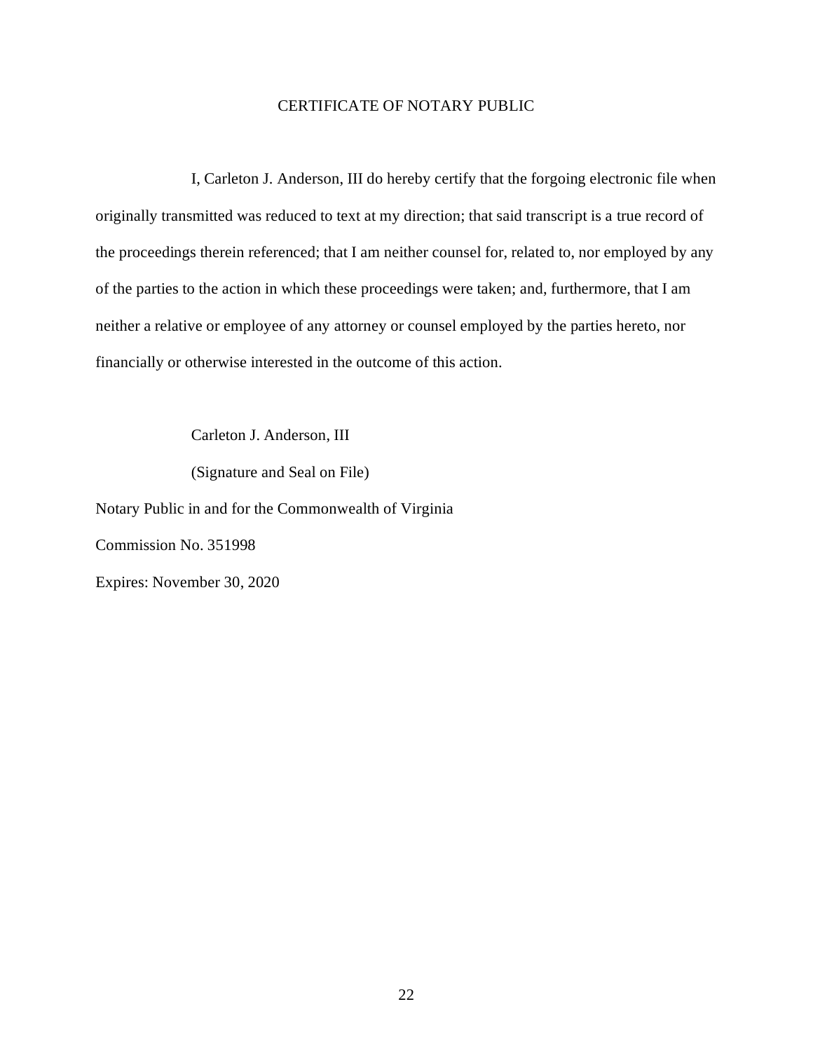# CERTIFICATE OF NOTARY PUBLIC

I, Carleton J. Anderson, III do hereby certify that the forgoing electronic file when originally transmitted was reduced to text at my direction; that said transcript is a true record of the proceedings therein referenced; that I am neither counsel for, related to, nor employed by any of the parties to the action in which these proceedings were taken; and, furthermore, that I am neither a relative or employee of any attorney or counsel employed by the parties hereto, nor financially or otherwise interested in the outcome of this action.

Carleton J. Anderson, III

(Signature and Seal on File)

Notary Public in and for the Commonwealth of Virginia

Commission No. 351998

Expires: November 30, 2020